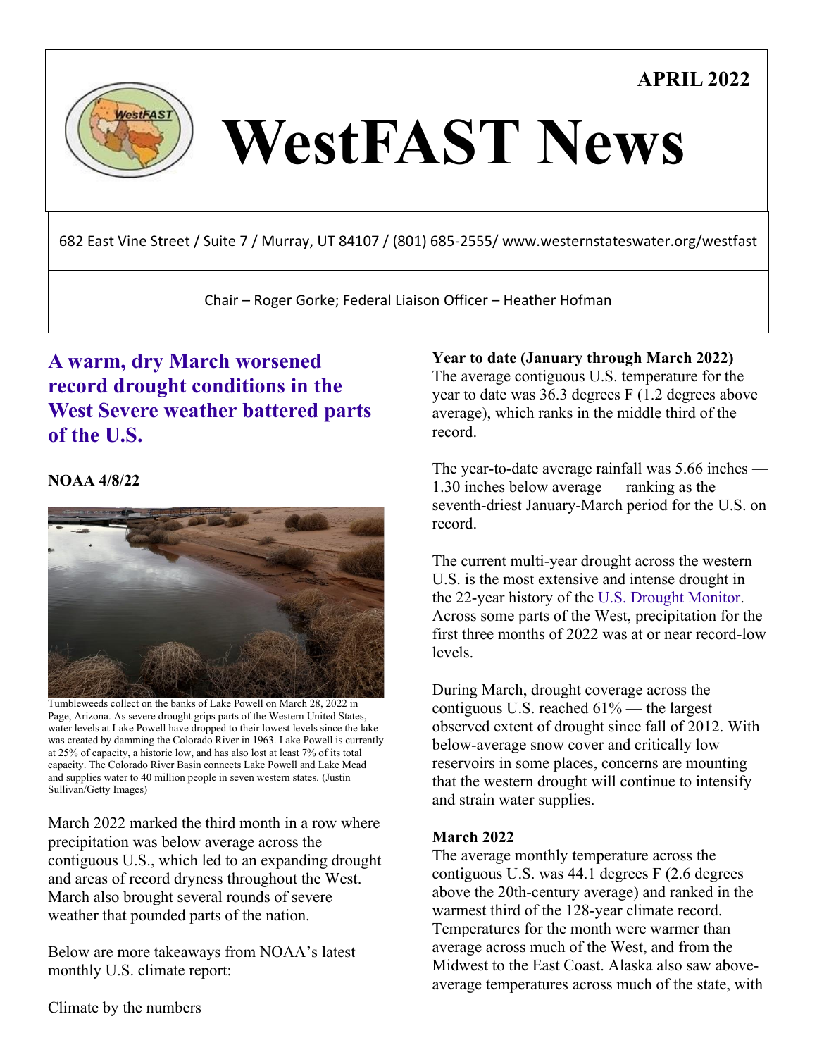APRIL 2022

# WestFAST News

682 East Vine Street / Suite 7 / Murray, UT 84107 / (801) 685-2555/ www.westernstateswater.org/westfast

Chair – Roger Gorke; Federal Liaison Officer – Heather Hofman

## A warm, dry March worsened record drought conditions in the West Severe weather battered parts of the U.S.

**NOAA 4/8/22**

Tumbleweeds collect on the banks of Lake Powell on March 28, 2022 in Page, Arizona. As severe drought grips parts of the Western United States, water levels at Lake Powell have dropped to their lowest levels since the lake was created by damming the Colorado River in 1963. Lake Powell is currently at 25% of capacity, a historic low, and has also lost at least 7% of its total capacity. The Colorado River Basin connects Lake Powell and Lake Mead and supplies water to 40 million people in seven western states. (Justin Sullivan/Getty Images)

March 2022 marked the third month in a row where precipitation was below average across the contiguous U.S., which led to an expanding drought and areas of record dryness throughout the West. March also brought several rounds of severe weather that pounded parts of the nation.

Below are more takeaways from NOAA's latest monthly U.S. climate report:

Climate by the numbers

**Year to date (January through March 2022)**
The average contiguous U.S. temperature for the year to date was 36.3 degrees F (1.2 degrees above average), which ranks in the middle third of the record.

The year-to-date average rainfall was 5.66 inches — 1.30 inches below average — ranking as the seventh-driest January-March period for the U.S. on record.

The current multi-year drought across the western U.S. is the most extensive and intense drought in the 22-year history of the U.S. Drought Monitor. Across some parts of the West, precipitation for the first three months of 2022 was at or near record-low levels.

During March, drought coverage across the contiguous U.S. reached 61% — the largest observed extent of drought since fall of 2012. With below-average snow cover and critically low reservoirs in some places, concerns are mounting that the western drought will continue to intensify and strain water supplies.

**March 2022**
The average monthly temperature across the contiguous U.S. was 44.1 degrees F (2.6 degrees above the 20th-century average) and ranked in the warmest third of the 128-year climate record. Temperatures for the month were warmer than average across much of the West, and from the Midwest to the East Coast. Alaska also saw above-average temperatures across much of the state, with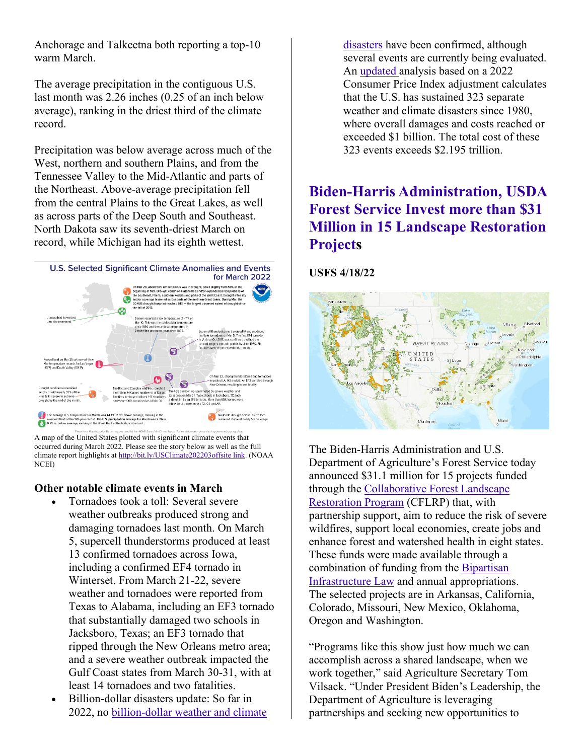Anchorage and Talkeetna both reporting a top-10 warm March.

The average precipitation in the contiguous U.S. last month was 2.26 inches (0.25 of an inch below average), ranking in the driest third of the climate record.

Precipitation was below average across much of the West, northern and southern Plains, and from the Tennessee Valley to the Mid-Atlantic and parts of the Northeast. Above-average precipitation fell from the central Plains to the Great Lakes, as well as across parts of the Deep South and Southeast. North Dakota saw its seventh-driest March on record, while Michigan had its eighth wettest.

A map of the United States plotted with significant climate events that occurred during March 2022. Please see the story below as well as the full climate report highlights at http://bit.ly/USClimate202203offsite link. (NOAA NCEI)

### Other notable climate events in March

- Tornadoes took a toll: Several severe weather outbreaks produced strong and damaging tornadoes last month. On March 5, supercell thunderstorms produced at least 13 confirmed tornadoes across Iowa, including a confirmed EF4 tornado in Winterset. From March 21-22, severe weather and tornadoes were reported from Texas to Alabama, including an EF3 tornado that substantially damaged two schools in Jacksboro, Texas; an EF3 tornado that ripped through the New Orleans metro area; and a severe weather outbreak impacted the Gulf Coast states from March 30-31, with at least 14 tornadoes and two fatalities.
- Billion-dollar disasters update: So far in 2022, no billion-dollar weather and climate disasters have been confirmed, although several events are currently being evaluated. An updated analysis based on a 2022 Consumer Price Index adjustment calculates that the U.S. has sustained 323 separate weather and climate disasters since 1980, where overall damages and costs reached or exceeded $1 billion. The total cost of these 323 events exceeds $2.195 trillion.

## Biden-Harris Administration, USDA Forest Service Invest more than $31 Million in 15 Landscape Restoration Projects

**USFS 4/18/22**

The Biden-Harris Administration and U.S. Department of Agriculture's Forest Service today announced $31.1 million for 15 projects funded through the Collaborative Forest Landscape Restoration Program (CFLRP) that, with partnership support, aim to reduce the risk of severe wildfires, support local economies, create jobs and enhance forest and watershed health in eight states. These funds were made available through a combination of funding from the Bipartisan Infrastructure Law and annual appropriations. The selected projects are in Arkansas, California, Colorado, Missouri, New Mexico, Oklahoma, Oregon and Washington.

"Programs like this show just how much we can accomplish across a shared landscape, when we work together," said Agriculture Secretary Tom Vilsack. "Under President Biden's Leadership, the Department of Agriculture is leveraging partnerships and seeking new opportunities to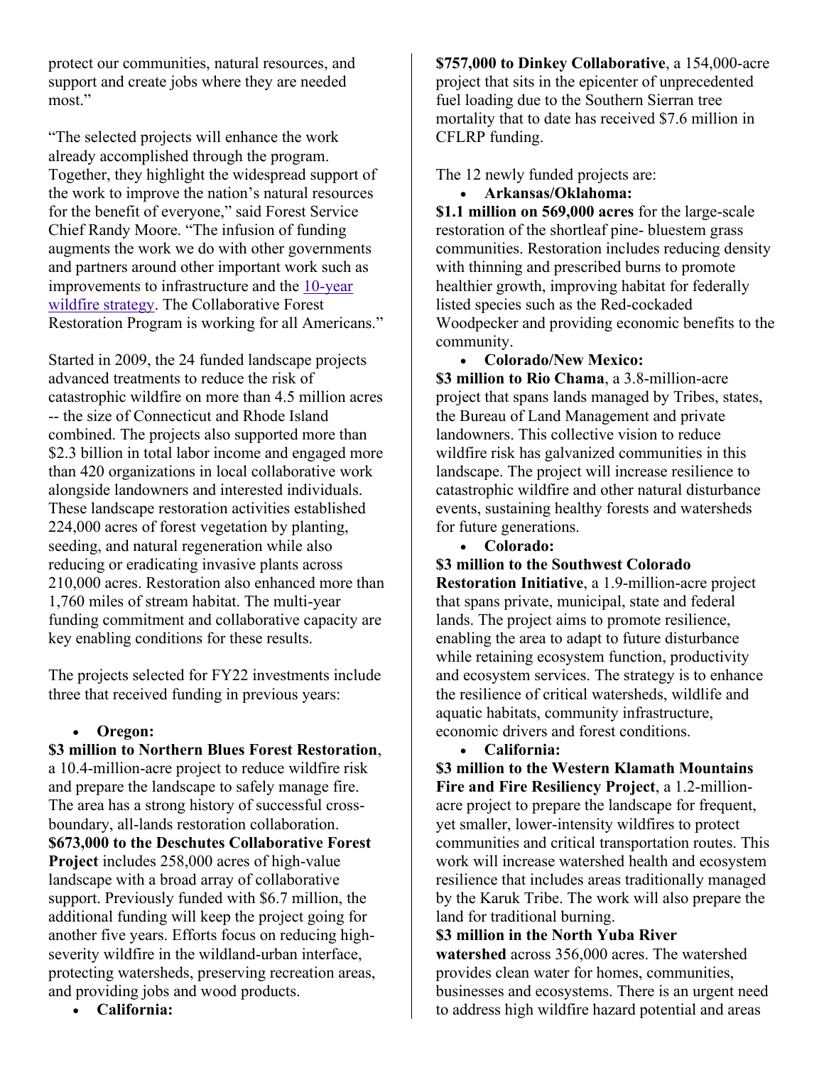protect our communities, natural resources, and support and create jobs where they are needed most."

"The selected projects will enhance the work already accomplished through the program. Together, they highlight the widespread support of the work to improve the nation's natural resources for the benefit of everyone," said Forest Service Chief Randy Moore. "The infusion of funding augments the work we do with other governments and partners around other important work such as improvements to infrastructure and the 10-year wildfire strategy. The Collaborative Forest Restoration Program is working for all Americans."

Started in 2009, the 24 funded landscape projects advanced treatments to reduce the risk of catastrophic wildfire on more than 4.5 million acres -- the size of Connecticut and Rhode Island combined. The projects also supported more than $2.3 billion in total labor income and engaged more than 420 organizations in local collaborative work alongside landowners and interested individuals. These landscape restoration activities established 224,000 acres of forest vegetation by planting, seeding, and natural regeneration while also reducing or eradicating invasive plants across 210,000 acres. Restoration also enhanced more than 1,760 miles of stream habitat. The multi-year funding commitment and collaborative capacity are key enabling conditions for these results.

The projects selected for FY22 investments include three that received funding in previous years:

- **Oregon:**

**$3 million to Northern Blues Forest Restoration**, a 10.4-million-acre project to reduce wildfire risk and prepare the landscape to safely manage fire. The area has a strong history of successful cross-boundary, all-lands restoration collaboration.
**$673,000 to the Deschutes Collaborative Forest Project** includes 258,000 acres of high-value landscape with a broad array of collaborative support. Previously funded with $6.7 million, the additional funding will keep the project going for another five years. Efforts focus on reducing high-severity wildfire in the wildland-urban interface, protecting watersheds, preserving recreation areas, and providing jobs and wood products.

- **California:**

**$757,000 to Dinkey Collaborative**, a 154,000-acre project that sits in the epicenter of unprecedented fuel loading due to the Southern Sierran tree mortality that to date has received $7.6 million in CFLRP funding.

The 12 newly funded projects are:

- **Arkansas/Oklahoma:**

**$1.1 million on 569,000 acres** for the large-scale restoration of the shortleaf pine- bluestem grass communities. Restoration includes reducing density with thinning and prescribed burns to promote healthier growth, improving habitat for federally listed species such as the Red-cockaded Woodpecker and providing economic benefits to the community.

- **Colorado/New Mexico:**

**$3 million to Rio Chama**, a 3.8-million-acre project that spans lands managed by Tribes, states, the Bureau of Land Management and private landowners. This collective vision to reduce wildfire risk has galvanized communities in this landscape. The project will increase resilience to catastrophic wildfire and other natural disturbance events, sustaining healthy forests and watersheds for future generations.

- **Colorado:**

**$3 million to the Southwest Colorado Restoration Initiative**, a 1.9-million-acre project that spans private, municipal, state and federal lands. The project aims to promote resilience, enabling the area to adapt to future disturbance while retaining ecosystem function, productivity and ecosystem services. The strategy is to enhance the resilience of critical watersheds, wildlife and aquatic habitats, community infrastructure, economic drivers and forest conditions.

- **California:**

**$3 million to the Western Klamath Mountains Fire and Fire Resiliency Project**, a 1.2-million-acre project to prepare the landscape for frequent, yet smaller, lower-intensity wildfires to protect communities and critical transportation routes. This work will increase watershed health and ecosystem resilience that includes areas traditionally managed by the Karuk Tribe. The work will also prepare the land for traditional burning.
**$3 million in the North Yuba River watershed** across 356,000 acres. The watershed provides clean water for homes, communities, businesses and ecosystems. There is an urgent need to address high wildfire hazard potential and areas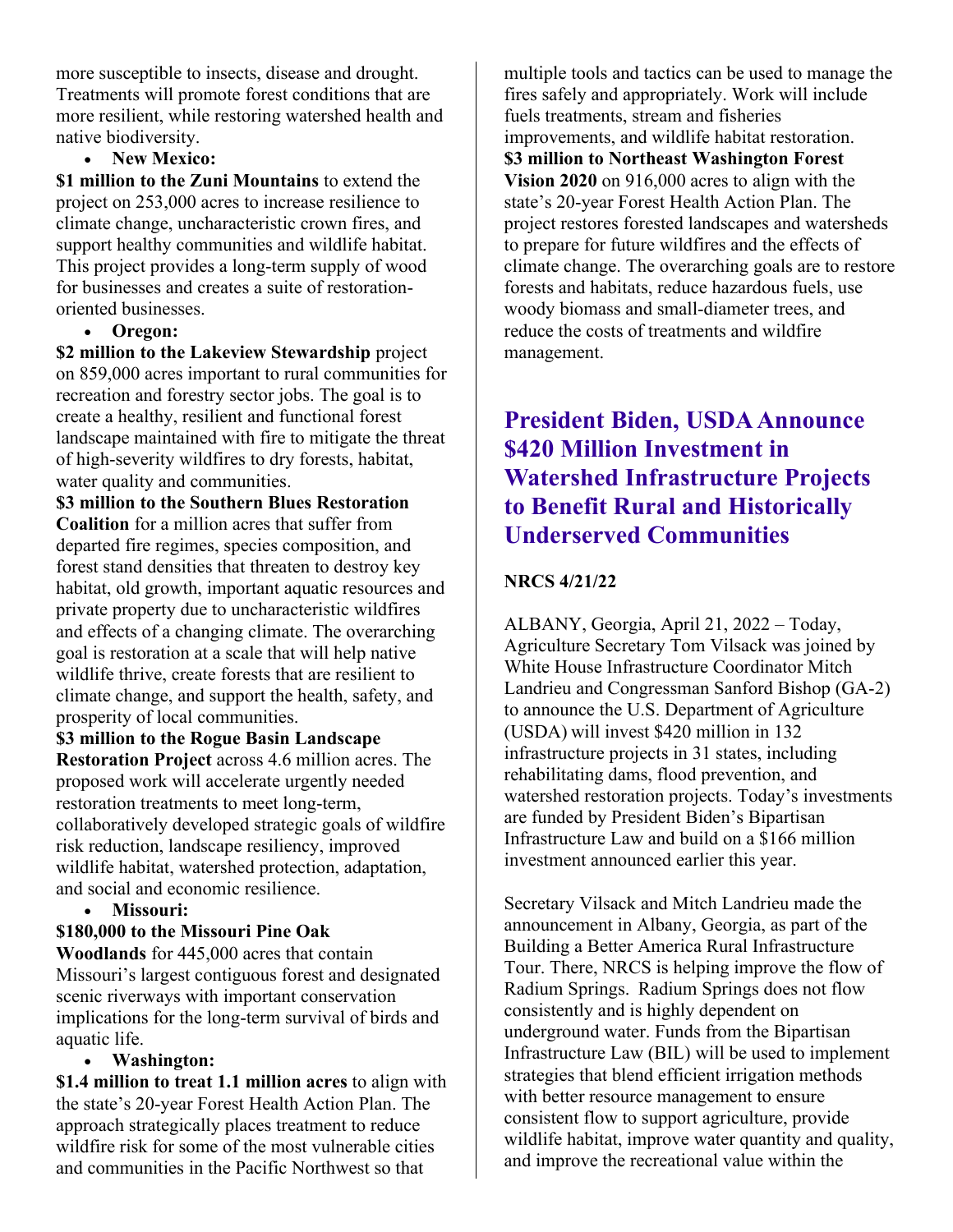more susceptible to insects, disease and drought. Treatments will promote forest conditions that are more resilient, while restoring watershed health and native biodiversity.

- **New Mexico:**

**$1 million to the Zuni Mountains** to extend the project on 253,000 acres to increase resilience to climate change, uncharacteristic crown fires, and support healthy communities and wildlife habitat. This project provides a long-term supply of wood for businesses and creates a suite of restoration-oriented businesses.

- **Oregon:**

**$2 million to the Lakeview Stewardship** project on 859,000 acres important to rural communities for recreation and forestry sector jobs. The goal is to create a healthy, resilient and functional forest landscape maintained with fire to mitigate the threat of high-severity wildfires to dry forests, habitat, water quality and communities.

**$3 million to the Southern Blues Restoration Coalition** for a million acres that suffer from departed fire regimes, species composition, and forest stand densities that threaten to destroy key habitat, old growth, important aquatic resources and private property due to uncharacteristic wildfires and effects of a changing climate. The overarching goal is restoration at a scale that will help native wildlife thrive, create forests that are resilient to climate change, and support the health, safety, and prosperity of local communities.

**$3 million to the Rogue Basin Landscape Restoration Project** across 4.6 million acres. The proposed work will accelerate urgently needed restoration treatments to meet long-term, collaboratively developed strategic goals of wildfire risk reduction, landscape resiliency, improved wildlife habitat, watershed protection, adaptation, and social and economic resilience.

- **Missouri:**

**$180,000 to the Missouri Pine Oak Woodlands** for 445,000 acres that contain Missouri's largest contiguous forest and designated scenic riverways with important conservation implications for the long-term survival of birds and aquatic life.

- **Washington:**

**$1.4 million to treat 1.1 million acres** to align with the state's 20-year Forest Health Action Plan. The approach strategically places treatment to reduce wildfire risk for some of the most vulnerable cities and communities in the Pacific Northwest so that multiple tools and tactics can be used to manage the fires safely and appropriately. Work will include fuels treatments, stream and fisheries improvements, and wildlife habitat restoration.

**$3 million to Northeast Washington Forest Vision 2020** on 916,000 acres to align with the state's 20-year Forest Health Action Plan. The project restores forested landscapes and watersheds to prepare for future wildfires and the effects of climate change. The overarching goals are to restore forests and habitats, reduce hazardous fuels, use woody biomass and small-diameter trees, and reduce the costs of treatments and wildfire management.

## President Biden, USDA Announce $420 Million Investment in Watershed Infrastructure Projects to Benefit Rural and Historically Underserved Communities

**NRCS 4/21/22**

ALBANY, Georgia, April 21, 2022 – Today, Agriculture Secretary Tom Vilsack was joined by White House Infrastructure Coordinator Mitch Landrieu and Congressman Sanford Bishop (GA-2) to announce the U.S. Department of Agriculture (USDA) will invest $420 million in 132 infrastructure projects in 31 states, including rehabilitating dams, flood prevention, and watershed restoration projects. Today's investments are funded by President Biden's Bipartisan Infrastructure Law and build on a $166 million investment announced earlier this year.

Secretary Vilsack and Mitch Landrieu made the announcement in Albany, Georgia, as part of the Building a Better America Rural Infrastructure Tour. There, NRCS is helping improve the flow of Radium Springs. Radium Springs does not flow consistently and is highly dependent on underground water. Funds from the Bipartisan Infrastructure Law (BIL) will be used to implement strategies that blend efficient irrigation methods with better resource management to ensure consistent flow to support agriculture, provide wildlife habitat, improve water quantity and quality, and improve the recreational value within the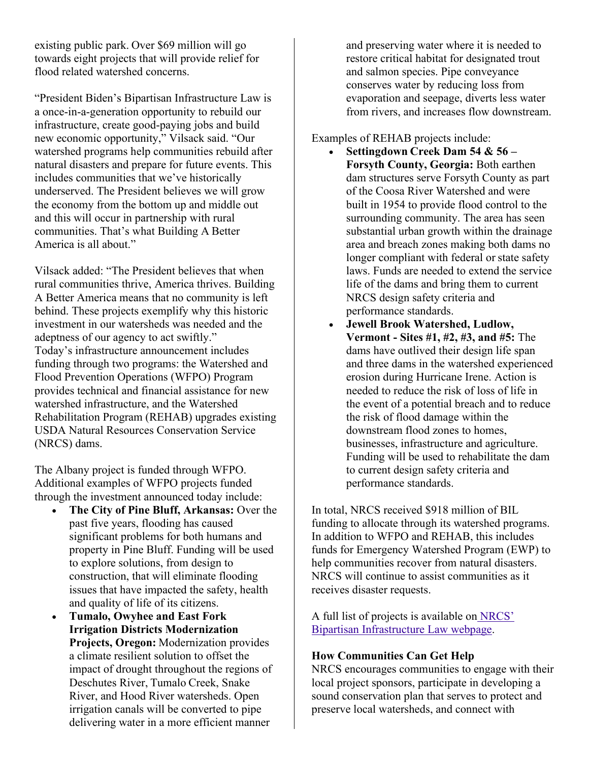existing public park. Over $69 million will go towards eight projects that will provide relief for flood related watershed concerns.

"President Biden's Bipartisan Infrastructure Law is a once-in-a-generation opportunity to rebuild our infrastructure, create good-paying jobs and build new economic opportunity," Vilsack said. "Our watershed programs help communities rebuild after natural disasters and prepare for future events. This includes communities that we've historically underserved. The President believes we will grow the economy from the bottom up and middle out and this will occur in partnership with rural communities. That's what Building A Better America is all about."

Vilsack added: "The President believes that when rural communities thrive, America thrives. Building A Better America means that no community is left behind. These projects exemplify why this historic investment in our watersheds was needed and the adeptness of our agency to act swiftly."

Today's infrastructure announcement includes funding through two programs: the Watershed and Flood Prevention Operations (WFPO) Program provides technical and financial assistance for new watershed infrastructure, and the Watershed Rehabilitation Program (REHAB) upgrades existing USDA Natural Resources Conservation Service (NRCS) dams.

The Albany project is funded through WFPO. Additional examples of WFPO projects funded through the investment announced today include:

- **The City of Pine Bluff, Arkansas:** Over the past five years, flooding has caused significant problems for both humans and property in Pine Bluff. Funding will be used to explore solutions, from design to construction, that will eliminate flooding issues that have impacted the safety, health and quality of life of its citizens.
- **Tumalo, Owyhee and East Fork Irrigation Districts Modernization Projects, Oregon:** Modernization provides a climate resilient solution to offset the impact of drought throughout the regions of Deschutes River, Tumalo Creek, Snake River, and Hood River watersheds. Open irrigation canals will be converted to pipe delivering water in a more efficient manner and preserving water where it is needed to restore critical habitat for designated trout and salmon species. Pipe conveyance conserves water by reducing loss from evaporation and seepage, diverts less water from rivers, and increases flow downstream.

Examples of REHAB projects include:

- **Settingdown Creek Dam 54 & 56 – Forsyth County, Georgia:** Both earthen dam structures serve Forsyth County as part of the Coosa River Watershed and were built in 1954 to provide flood control to the surrounding community. The area has seen substantial urban growth within the drainage area and breach zones making both dams no longer compliant with federal or state safety laws. Funds are needed to extend the service life of the dams and bring them to current NRCS design safety criteria and performance standards.
- **Jewell Brook Watershed, Ludlow, Vermont - Sites #1, #2, #3, and #5:** The dams have outlived their design life span and three dams in the watershed experienced erosion during Hurricane Irene. Action is needed to reduce the risk of loss of life in the event of a potential breach and to reduce the risk of flood damage within the downstream flood zones to homes, businesses, infrastructure and agriculture. Funding will be used to rehabilitate the dam to current design safety criteria and performance standards.

In total, NRCS received $918 million of BIL funding to allocate through its watershed programs. In addition to WFPO and REHAB, this includes funds for Emergency Watershed Program (EWP) to help communities recover from natural disasters. NRCS will continue to assist communities as it receives disaster requests.

A full list of projects is available on NRCS' Bipartisan Infrastructure Law webpage.

**How Communities Can Get Help**

NRCS encourages communities to engage with their local project sponsors, participate in developing a sound conservation plan that serves to protect and preserve local watersheds, and connect with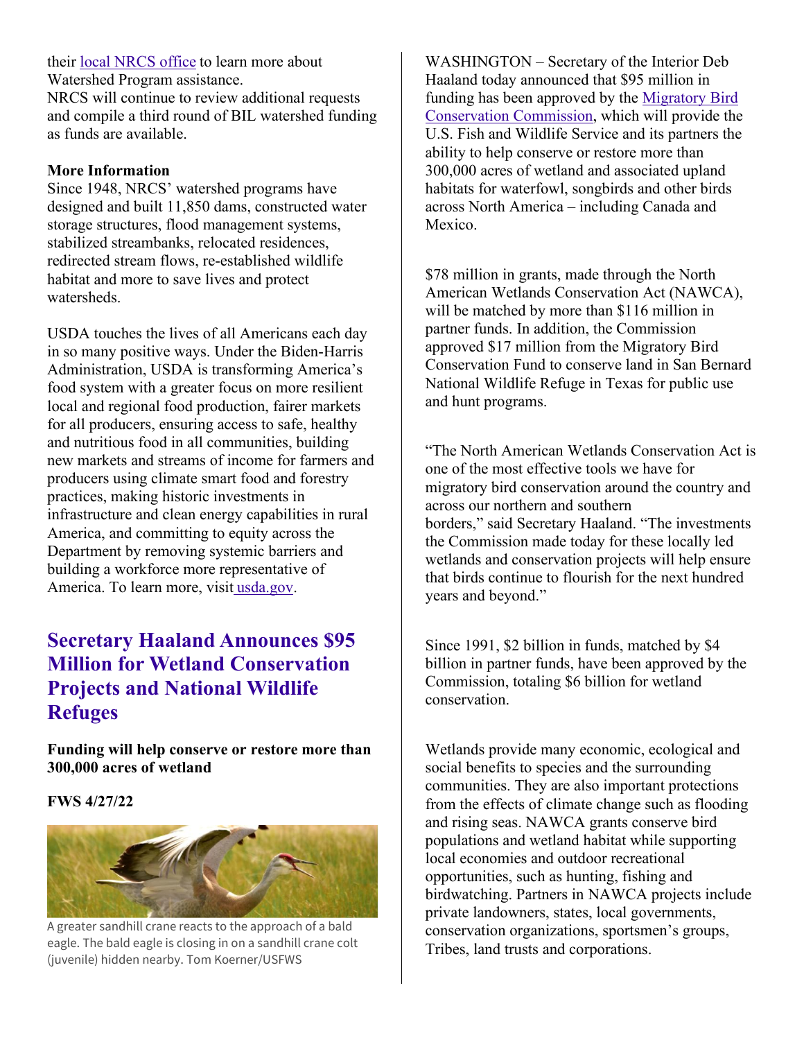their local NRCS office to learn more about Watershed Program assistance.
NRCS will continue to review additional requests and compile a third round of BIL watershed funding as funds are available.

**More Information**
Since 1948, NRCS' watershed programs have designed and built 11,850 dams, constructed water storage structures, flood management systems, stabilized streambanks, relocated residences, redirected stream flows, re-established wildlife habitat and more to save lives and protect watersheds.

USDA touches the lives of all Americans each day in so many positive ways. Under the Biden-Harris Administration, USDA is transforming America's food system with a greater focus on more resilient local and regional food production, fairer markets for all producers, ensuring access to safe, healthy and nutritious food in all communities, building new markets and streams of income for farmers and producers using climate smart food and forestry practices, making historic investments in infrastructure and clean energy capabilities in rural America, and committing to equity across the Department by removing systemic barriers and building a workforce more representative of America. To learn more, visit usda.gov.

## Secretary Haaland Announces $95 Million for Wetland Conservation Projects and National Wildlife Refuges

**Funding will help conserve or restore more than 300,000 acres of wetland**

**FWS 4/27/22**

A greater sandhill crane reacts to the approach of a bald eagle. The bald eagle is closing in on a sandhill crane colt (juvenile) hidden nearby. Tom Koerner/USFWS

WASHINGTON – Secretary of the Interior Deb Haaland today announced that $95 million in funding has been approved by the Migratory Bird Conservation Commission, which will provide the U.S. Fish and Wildlife Service and its partners the ability to help conserve or restore more than 300,000 acres of wetland and associated upland habitats for waterfowl, songbirds and other birds across North America – including Canada and Mexico.

$78 million in grants, made through the North American Wetlands Conservation Act (NAWCA), will be matched by more than $116 million in partner funds. In addition, the Commission approved $17 million from the Migratory Bird Conservation Fund to conserve land in San Bernard National Wildlife Refuge in Texas for public use and hunt programs.

"The North American Wetlands Conservation Act is one of the most effective tools we have for migratory bird conservation around the country and across our northern and southern borders," said Secretary Haaland. "The investments the Commission made today for these locally led wetlands and conservation projects will help ensure that birds continue to flourish for the next hundred years and beyond."

Since 1991, $2 billion in funds, matched by $4 billion in partner funds, have been approved by the Commission, totaling $6 billion for wetland conservation.

Wetlands provide many economic, ecological and social benefits to species and the surrounding communities. They are also important protections from the effects of climate change such as flooding and rising seas. NAWCA grants conserve bird populations and wetland habitat while supporting local economies and outdoor recreational opportunities, such as hunting, fishing and birdwatching. Partners in NAWCA projects include private landowners, states, local governments, conservation organizations, sportsmen's groups, Tribes, land trusts and corporations.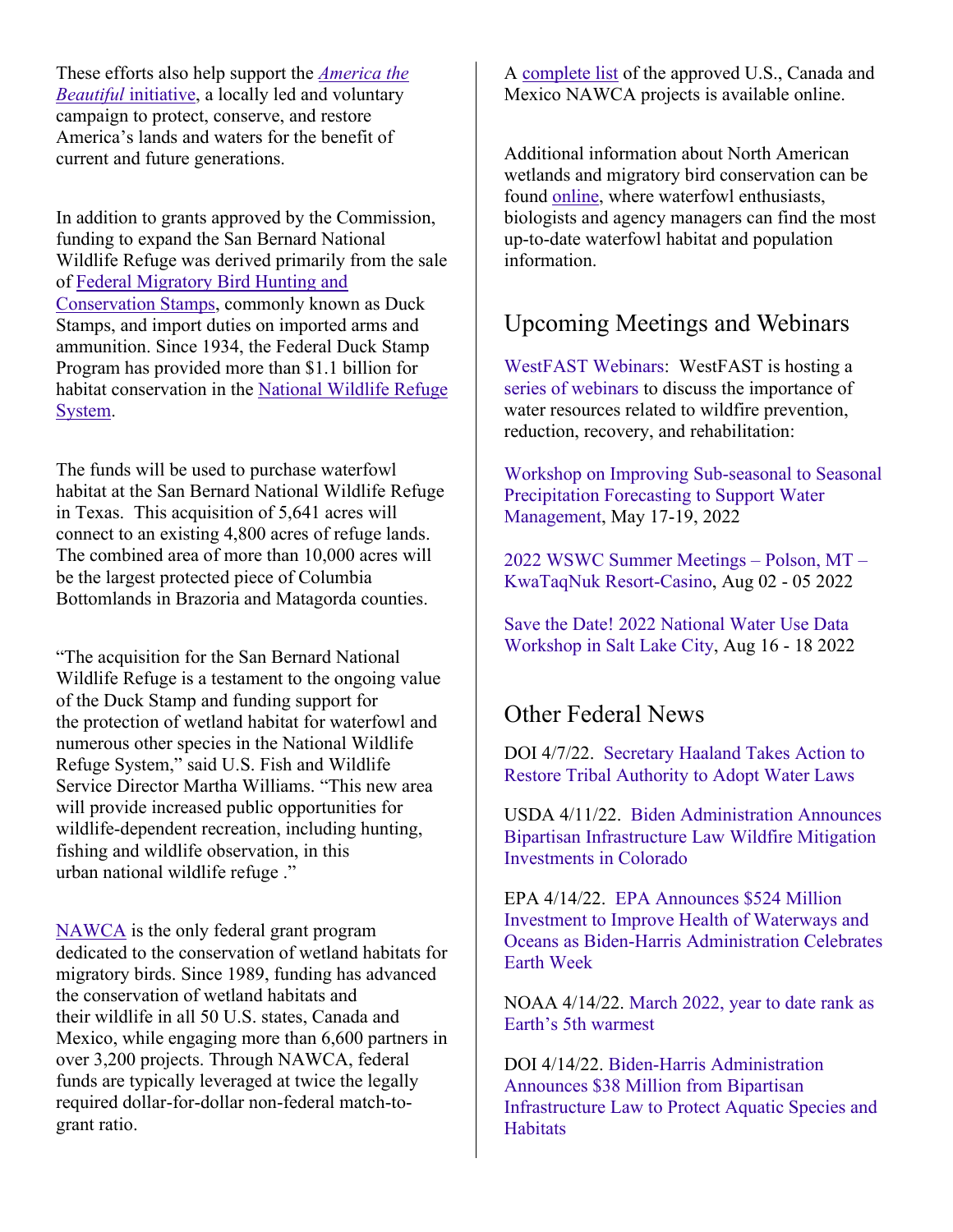These efforts also help support the *America the Beautiful* initiative, a locally led and voluntary campaign to protect, conserve, and restore America's lands and waters for the benefit of current and future generations.

In addition to grants approved by the Commission, funding to expand the San Bernard National Wildlife Refuge was derived primarily from the sale of Federal Migratory Bird Hunting and Conservation Stamps, commonly known as Duck Stamps, and import duties on imported arms and ammunition. Since 1934, the Federal Duck Stamp Program has provided more than $1.1 billion for habitat conservation in the National Wildlife Refuge System.

The funds will be used to purchase waterfowl habitat at the San Bernard National Wildlife Refuge in Texas. This acquisition of 5,641 acres will connect to an existing 4,800 acres of refuge lands. The combined area of more than 10,000 acres will be the largest protected piece of Columbia Bottomlands in Brazoria and Matagorda counties.

"The acquisition for the San Bernard National Wildlife Refuge is a testament to the ongoing value of the Duck Stamp and funding support for the protection of wetland habitat for waterfowl and numerous other species in the National Wildlife Refuge System," said U.S. Fish and Wildlife Service Director Martha Williams. "This new area will provide increased public opportunities for wildlife-dependent recreation, including hunting, fishing and wildlife observation, in this urban national wildlife refuge ."

NAWCA is the only federal grant program dedicated to the conservation of wetland habitats for migratory birds. Since 1989, funding has advanced the conservation of wetland habitats and their wildlife in all 50 U.S. states, Canada and Mexico, while engaging more than 6,600 partners in over 3,200 projects. Through NAWCA, federal funds are typically leveraged at twice the legally required dollar-for-dollar non-federal match-to-grant ratio.

A complete list of the approved U.S., Canada and Mexico NAWCA projects is available online.

Additional information about North American wetlands and migratory bird conservation can be found online, where waterfowl enthusiasts, biologists and agency managers can find the most up-to-date waterfowl habitat and population information.

## Upcoming Meetings and Webinars

WestFAST Webinars: WestFAST is hosting a series of webinars to discuss the importance of water resources related to wildfire prevention, reduction, recovery, and rehabilitation:

Workshop on Improving Sub-seasonal to Seasonal Precipitation Forecasting to Support Water Management, May 17-19, 2022

2022 WSWC Summer Meetings – Polson, MT – KwaTaqNuk Resort-Casino, Aug 02 - 05 2022

Save the Date! 2022 National Water Use Data Workshop in Salt Lake City, Aug 16 - 18 2022

## Other Federal News

DOI 4/7/22. Secretary Haaland Takes Action to Restore Tribal Authority to Adopt Water Laws

USDA 4/11/22. Biden Administration Announces Bipartisan Infrastructure Law Wildfire Mitigation Investments in Colorado

EPA 4/14/22. EPA Announces $524 Million Investment to Improve Health of Waterways and Oceans as Biden-Harris Administration Celebrates Earth Week

NOAA 4/14/22. March 2022, year to date rank as Earth's 5th warmest

DOI 4/14/22. Biden-Harris Administration Announces $38 Million from Bipartisan Infrastructure Law to Protect Aquatic Species and Habitats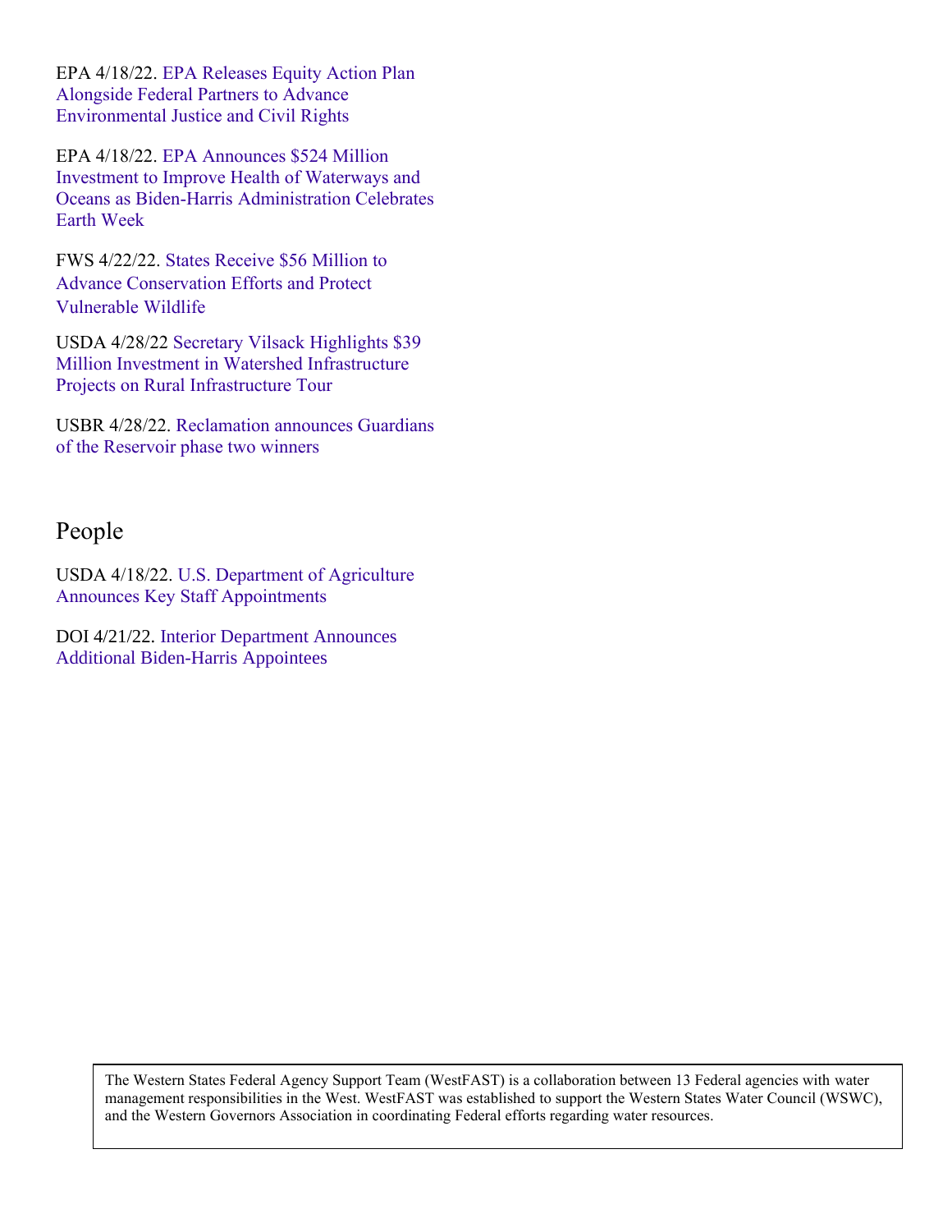EPA 4/18/22. EPA Releases Equity Action Plan Alongside Federal Partners to Advance Environmental Justice and Civil Rights

EPA 4/18/22. EPA Announces $524 Million Investment to Improve Health of Waterways and Oceans as Biden-Harris Administration Celebrates Earth Week

FWS 4/22/22. States Receive $56 Million to Advance Conservation Efforts and Protect Vulnerable Wildlife

USDA 4/28/22 Secretary Vilsack Highlights $39 Million Investment in Watershed Infrastructure Projects on Rural Infrastructure Tour

USBR 4/28/22. Reclamation announces Guardians of the Reservoir phase two winners

## People

USDA 4/18/22. U.S. Department of Agriculture Announces Key Staff Appointments

DOI 4/21/22. Interior Department Announces Additional Biden-Harris Appointees

The Western States Federal Agency Support Team (WestFAST) is a collaboration between 13 Federal agencies with water management responsibilities in the West. WestFAST was established to support the Western States Water Council (WSWC), and the Western Governors Association in coordinating Federal efforts regarding water resources.